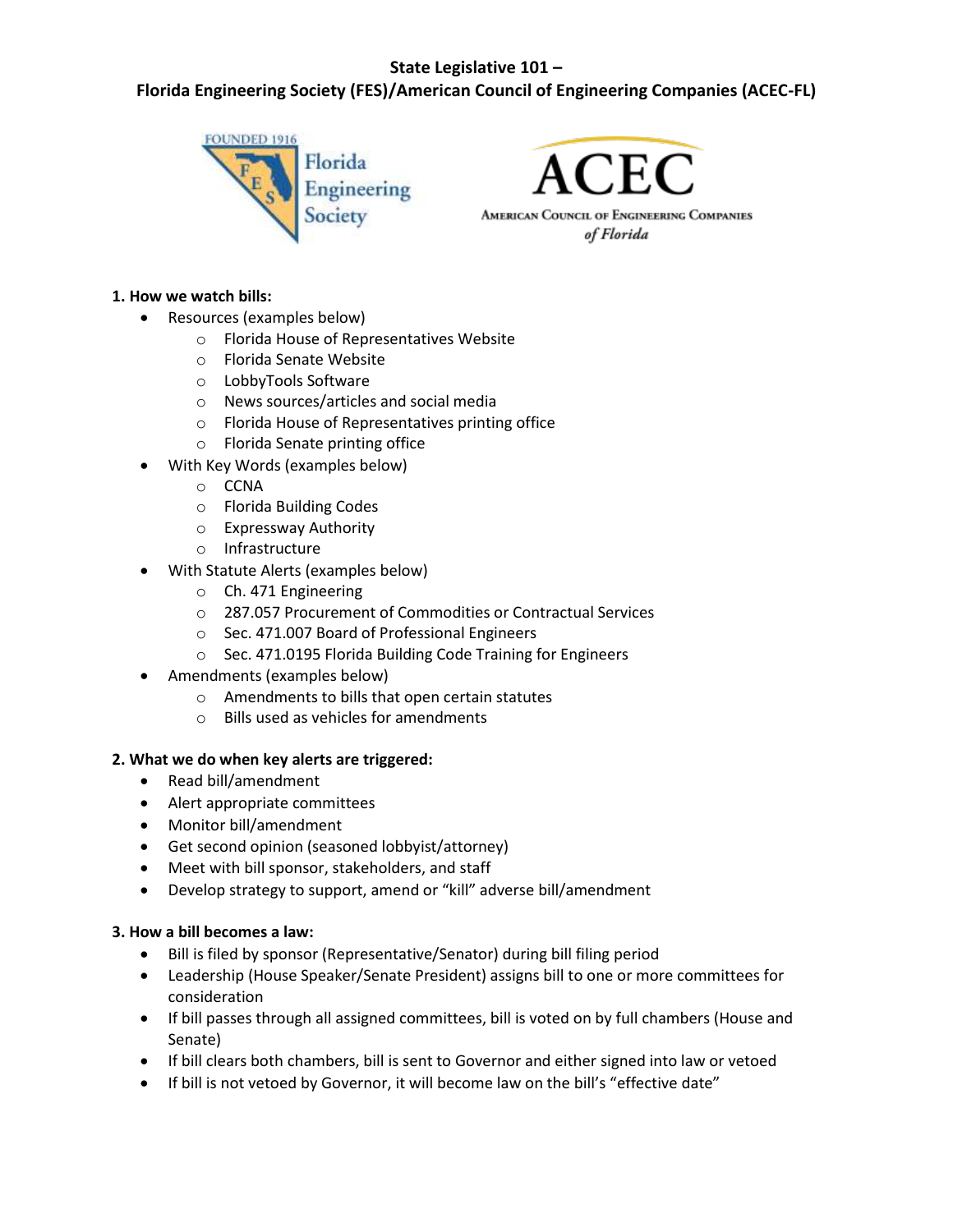# State Legislative 101 –
# Florida Engineering Society (FES)/American Council of Engineering Companies (ACEC-FL)

**1. How we watch bills:**

- Resources (examples below)
  - Florida House of Representatives Website
  - Florida Senate Website
  - LobbyTools Software
  - News sources/articles and social media
  - Florida House of Representatives printing office
  - Florida Senate printing office
- With Key Words (examples below)
  - CCNA
  - Florida Building Codes
  - Expressway Authority
  - Infrastructure
- With Statute Alerts (examples below)
  - Ch. 471 Engineering
  - 287.057 Procurement of Commodities or Contractual Services
  - Sec. 471.007 Board of Professional Engineers
  - Sec. 471.0195 Florida Building Code Training for Engineers
- Amendments (examples below)
  - Amendments to bills that open certain statutes
  - Bills used as vehicles for amendments

**2. What we do when key alerts are triggered:**

- Read bill/amendment
- Alert appropriate committees
- Monitor bill/amendment
- Get second opinion (seasoned lobbyist/attorney)
- Meet with bill sponsor, stakeholders, and staff
- Develop strategy to support, amend or "kill" adverse bill/amendment

**3. How a bill becomes a law:**

- Bill is filed by sponsor (Representative/Senator) during bill filing period
- Leadership (House Speaker/Senate President) assigns bill to one or more committees for consideration
- If bill passes through all assigned committees, bill is voted on by full chambers (House and Senate)
- If bill clears both chambers, bill is sent to Governor and either signed into law or vetoed
- If bill is not vetoed by Governor, it will become law on the bill's "effective date"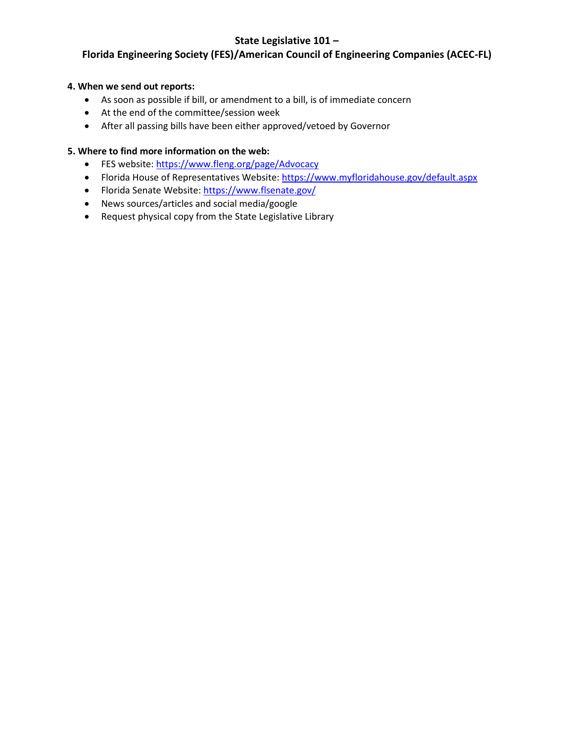**State Legislative 101 –**
**Florida Engineering Society (FES)/American Council of Engineering Companies (ACEC-FL)**

**4. When we send out reports:**

- As soon as possible if bill, or amendment to a bill, is of immediate concern
- At the end of the committee/session week
- After all passing bills have been either approved/vetoed by Governor

**5. Where to find more information on the web:**

- FES website: https://www.fleng.org/page/Advocacy
- Florida House of Representatives Website: https://www.myfloridahouse.gov/default.aspx
- Florida Senate Website: https://www.flsenate.gov/
- News sources/articles and social media/google
- Request physical copy from the State Legislative Library